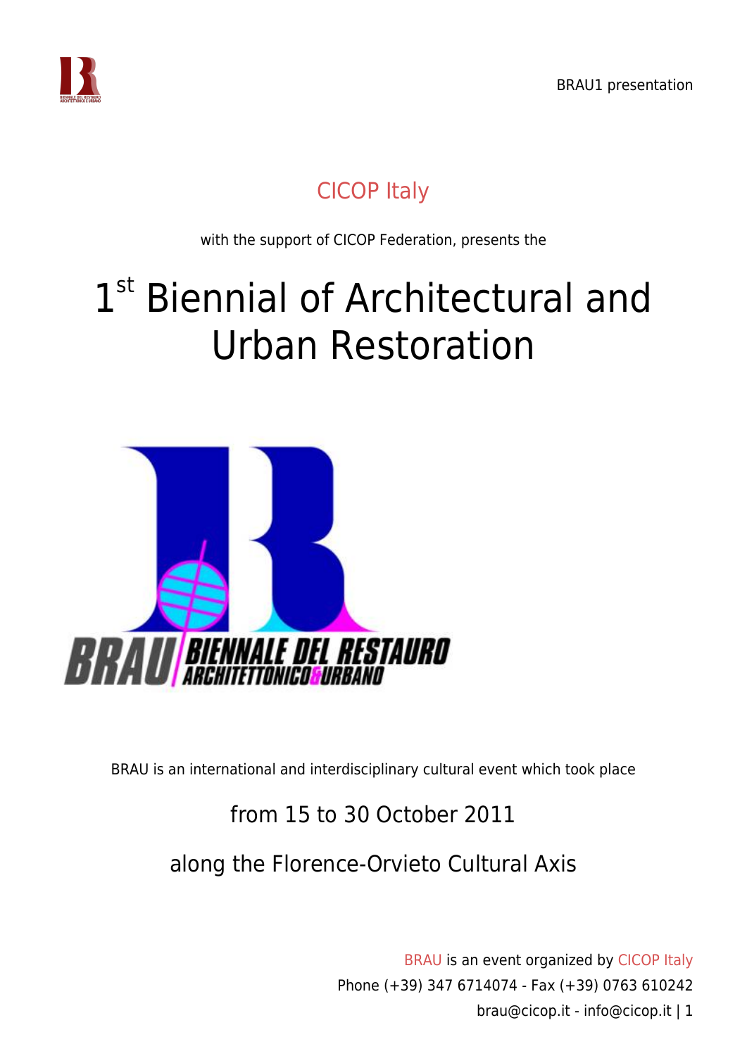CICOP Italy

with the support of CICOP Federation, presents the

# 1st Biennial of Architectural and Urban Restoration

BRAU BIENNALE DEL RESTAURO ARCHITETTONICO & URBANO

BRAU is an international and interdisciplinary cultural event which took place

from 15 to 30 October 2011

along the Florence-Orvieto Cultural Axis

BRAU is an event organized by CICOP Italy
Phone (+39) 347 6714074 - Fax (+39) 0763 610242
brau@cicop.it - info@cicop.it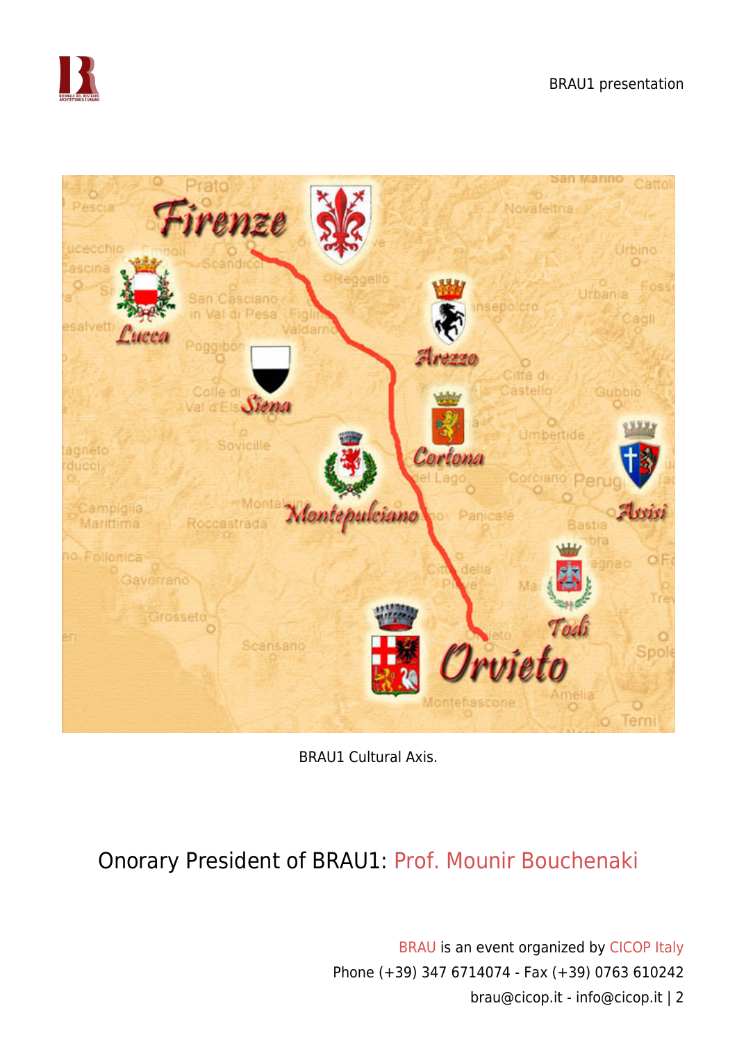BRAU1 Cultural Axis.

Onorary President of BRAU1: Prof. Mounir Bouchenaki

BRAU is an event organized by CICOP Italy
Phone (+39) 347 6714074 - Fax (+39) 0763 610242
brau@cicop.it - info@cicop.it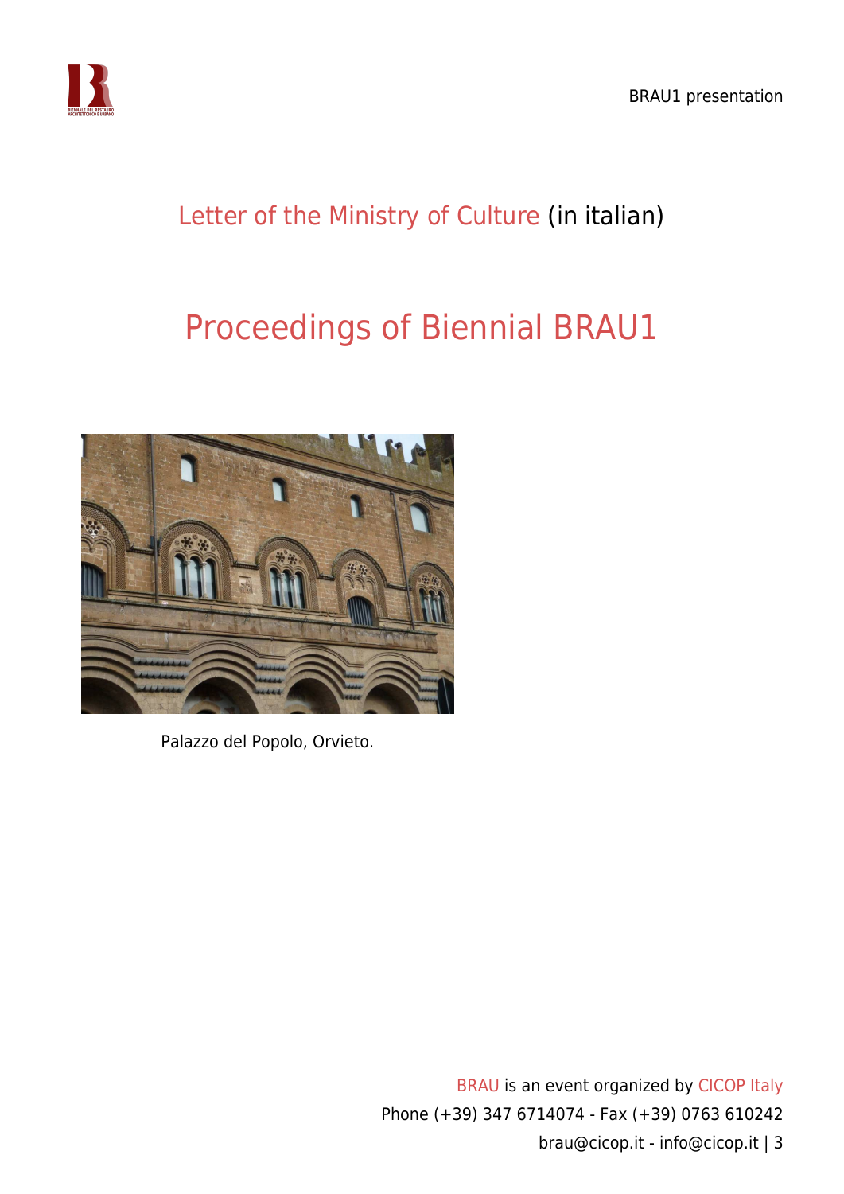Letter of the Ministry of Culture (in italian)

## Proceedings of Biennial BRAU1

Palazzo del Popolo, Orvieto.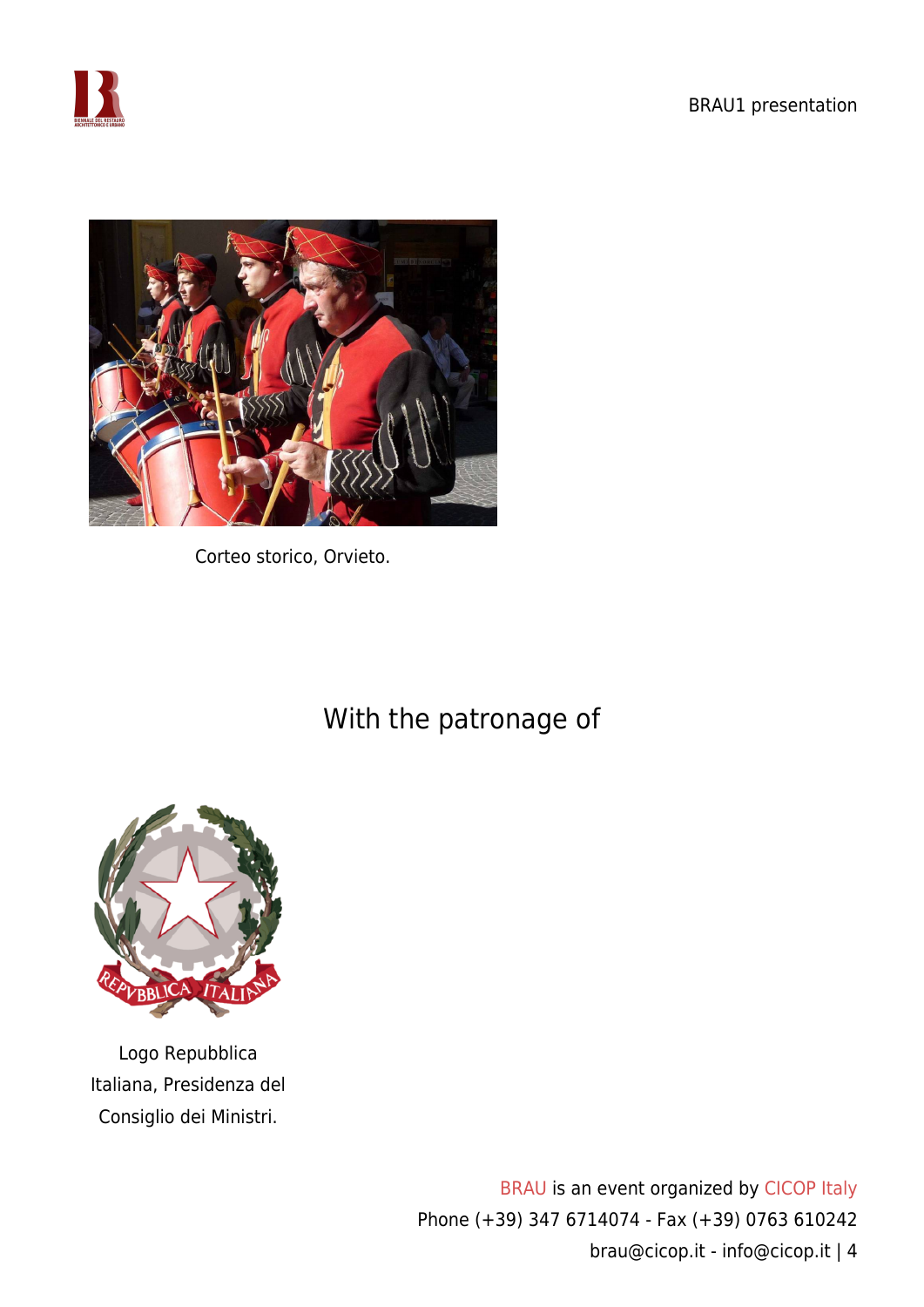Corteo storico, Orvieto.

## With the patronage of

Logo Repubblica Italiana, Presidenza del Consiglio dei Ministri.

BRAU is an event organized by CICOP Italy
Phone (+39) 347 6714074 - Fax (+39) 0763 610242
brau@cicop.it - info@cicop.it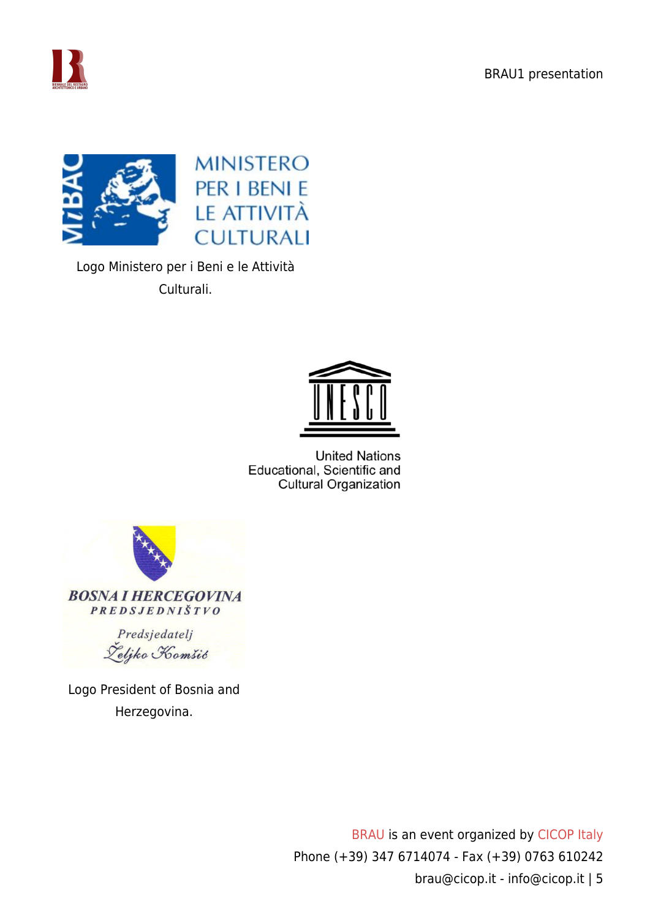MINISTERO PER I BENI E LE ATTIVITÀ CULTURALI

Logo Ministero per i Beni e le Attività Culturali.

United Nations Educational, Scientific and Cultural Organization

BOSNA I HERCEGOVINA
PREDSJEDNIŠTVO
Predsjedatelj
Željko Komšić

Logo President of Bosnia and Herzegovina.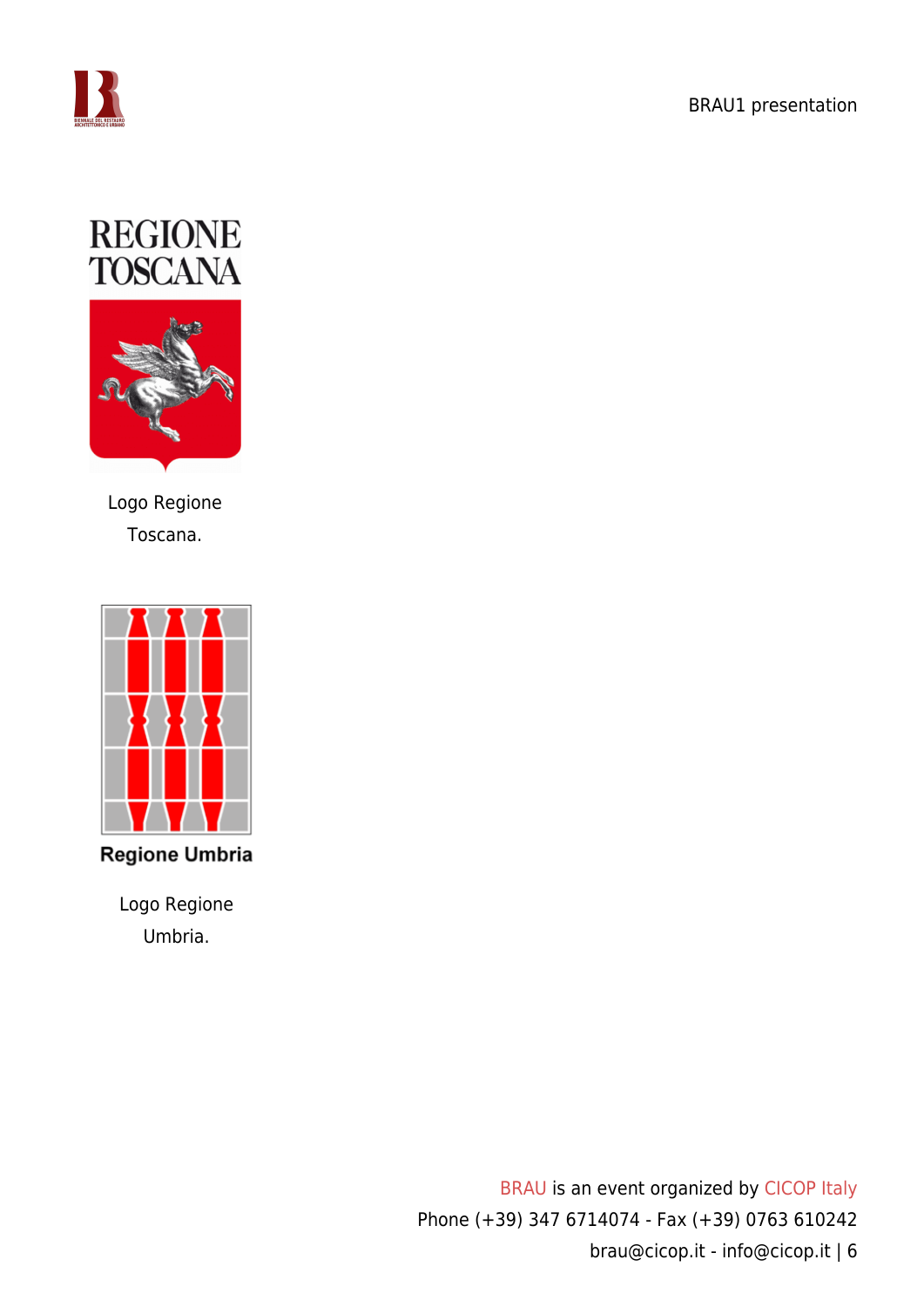Logo Regione Toscana.

Logo Regione Umbria.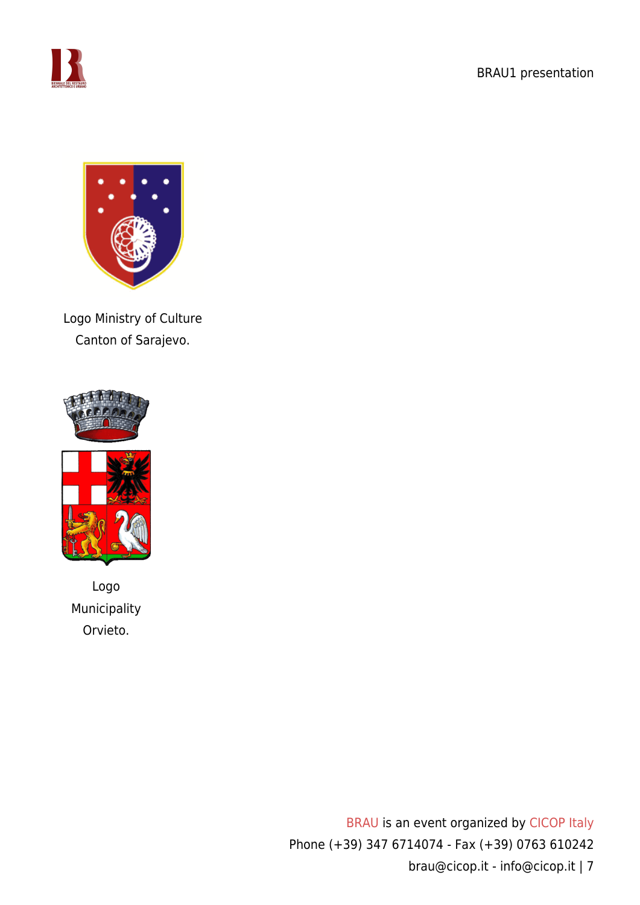Logo Ministry of Culture
Canton of Sarajevo.

Logo
Municipality
Orvieto.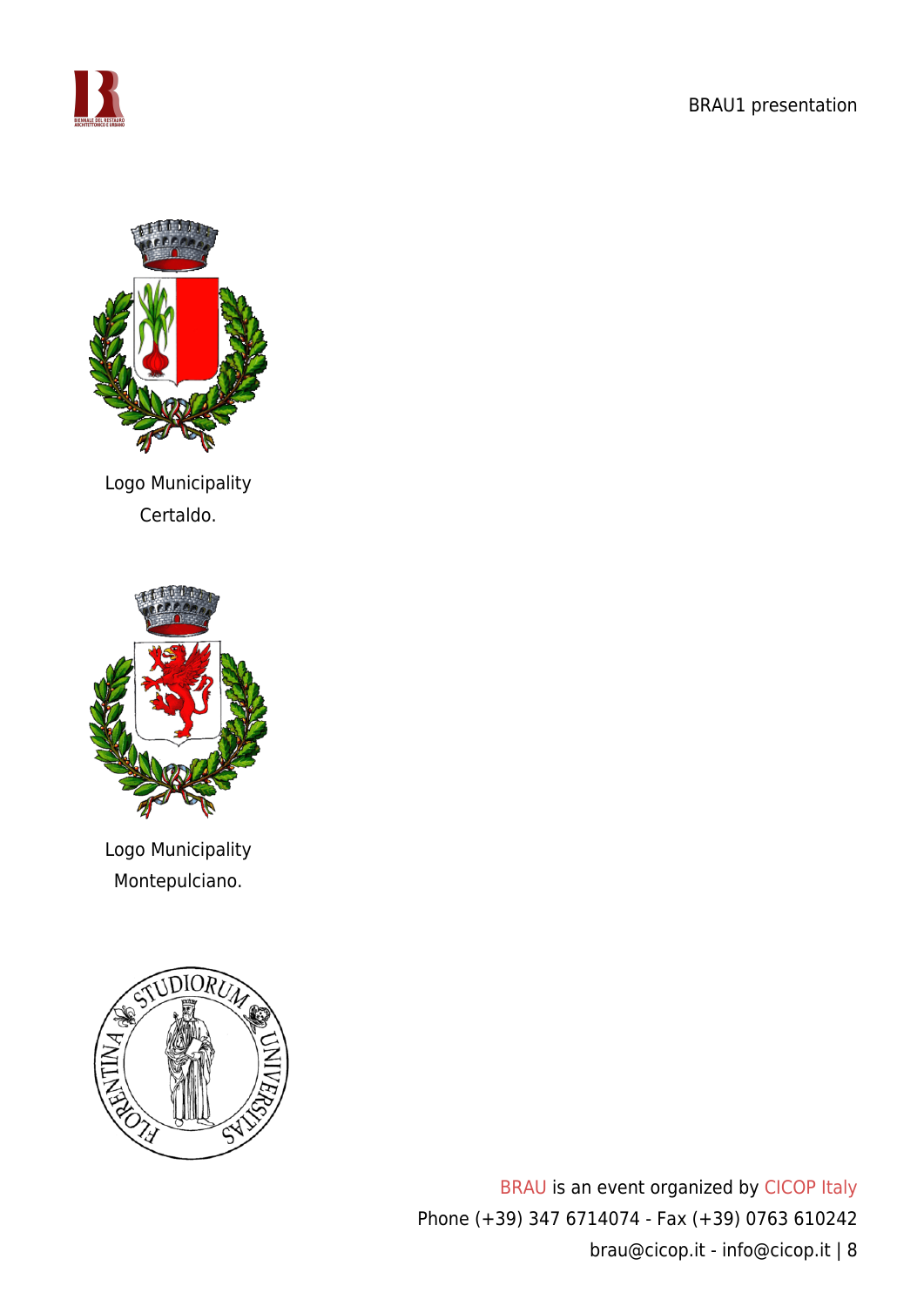Logo Municipality Certaldo.

Logo Municipality Montepulciano.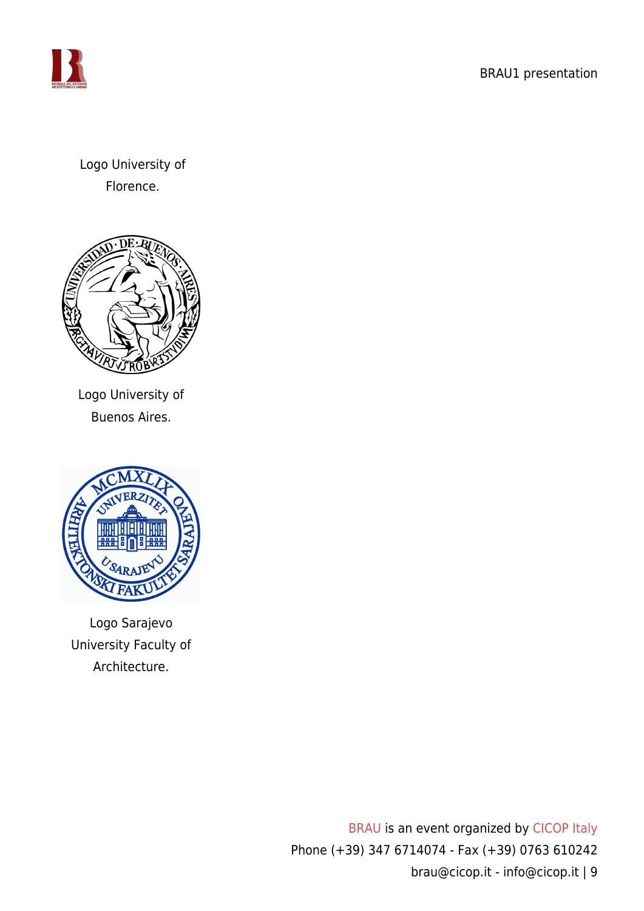Logo University of Florence.

Logo University of Buenos Aires.

Logo Sarajevo University Faculty of Architecture.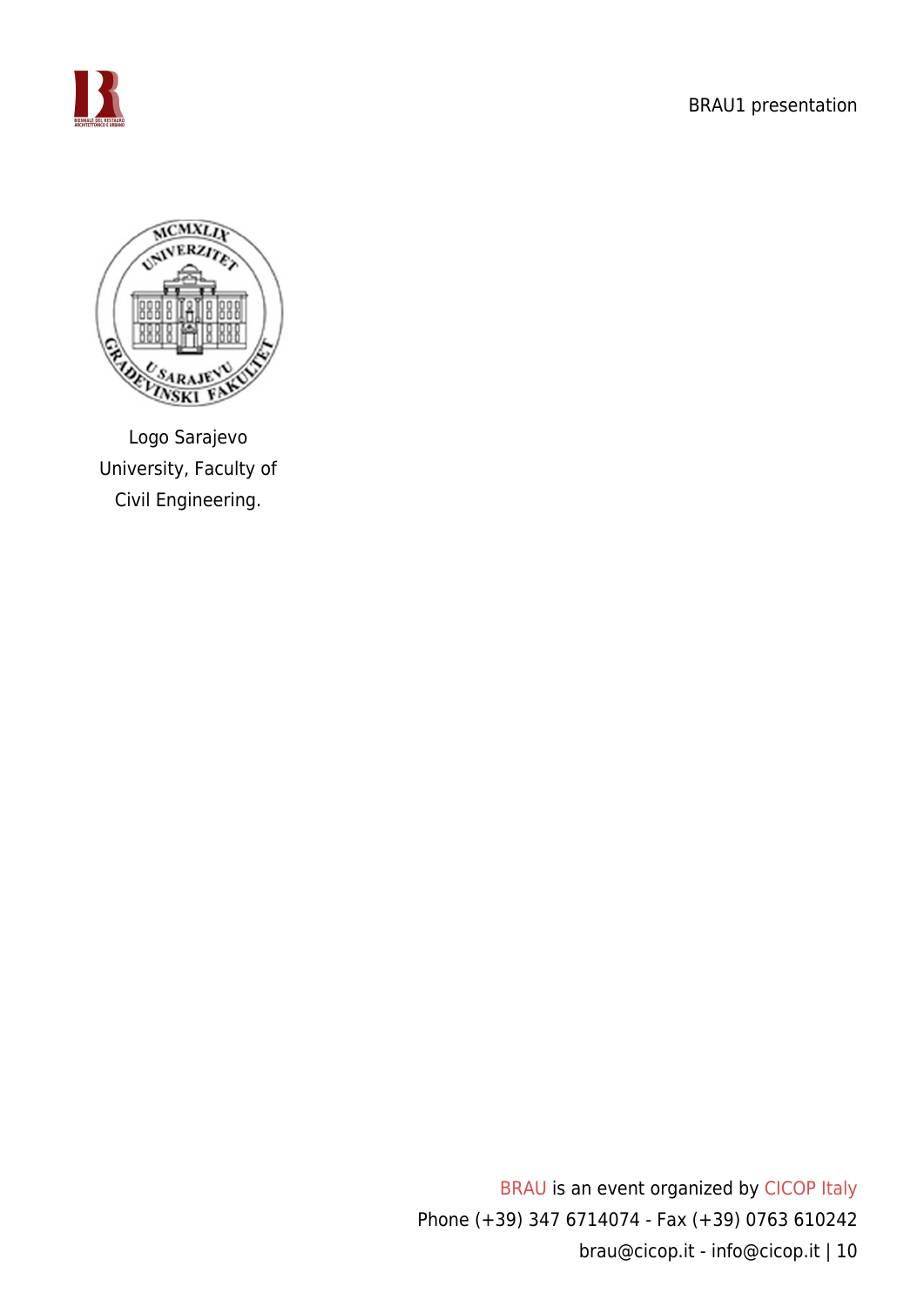Logo Sarajevo University, Faculty of Civil Engineering.